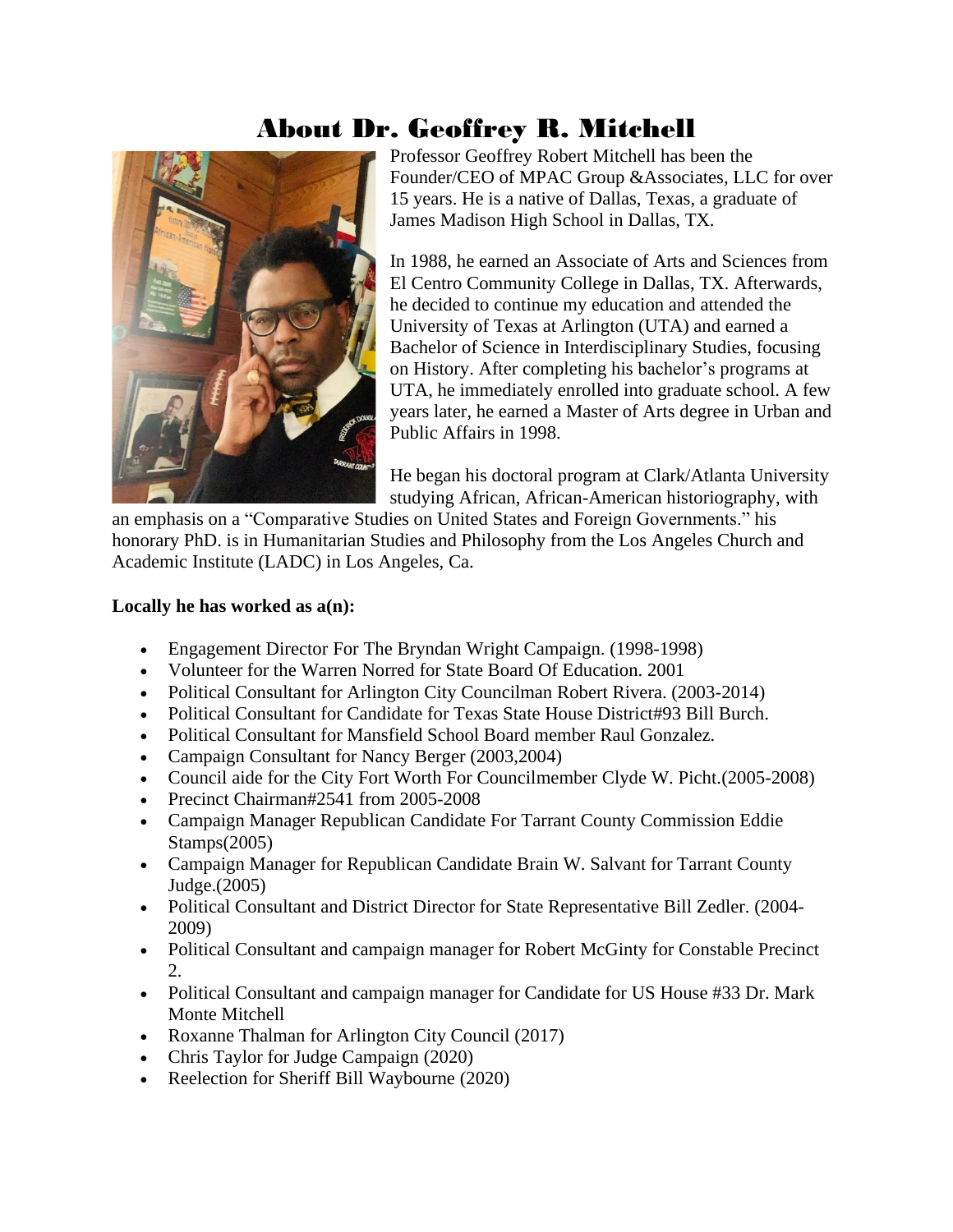# About Dr. Geoffrey R. Mitchell

Professor Geoffrey Robert Mitchell has been the Founder/CEO of MPAC Group &Associates, LLC for over 15 years. He is a native of Dallas, Texas, a graduate of James Madison High School in Dallas, TX.

In 1988, he earned an Associate of Arts and Sciences from El Centro Community College in Dallas, TX. Afterwards, he decided to continue my education and attended the University of Texas at Arlington (UTA) and earned a Bachelor of Science in Interdisciplinary Studies, focusing on History. After completing his bachelor's programs at UTA, he immediately enrolled into graduate school. A few years later, he earned a Master of Arts degree in Urban and Public Affairs in 1998.

He began his doctoral program at Clark/Atlanta University studying African, African-American historiography, with an emphasis on a "Comparative Studies on United States and Foreign Governments." his honorary PhD. is in Humanitarian Studies and Philosophy from the Los Angeles Church and Academic Institute (LADC) in Los Angeles, Ca.

**Locally he has worked as a(n):**

- Engagement Director For The Bryndan Wright Campaign. (1998-1998)
- Volunteer for the Warren Norred for State Board Of Education. 2001
- Political Consultant for Arlington City Councilman Robert Rivera. (2003-2014)
- Political Consultant for Candidate for Texas State House District#93 Bill Burch.
- Political Consultant for Mansfield School Board member Raul Gonzalez.
- Campaign Consultant for Nancy Berger (2003,2004)
- Council aide for the City Fort Worth For Councilmember Clyde W. Picht.(2005-2008)
- Precinct Chairman#2541 from 2005-2008
- Campaign Manager Republican Candidate For Tarrant County Commission Eddie Stamps(2005)
- Campaign Manager for Republican Candidate Brain W. Salvant for Tarrant County Judge.(2005)
- Political Consultant and District Director for State Representative Bill Zedler. (2004-2009)
- Political Consultant and campaign manager for Robert McGinty for Constable Precinct 2.
- Political Consultant and campaign manager for Candidate for US House #33 Dr. Mark Monte Mitchell
- Roxanne Thalman for Arlington City Council (2017)
- Chris Taylor for Judge Campaign (2020)
- Reelection for Sheriff Bill Waybourne (2020)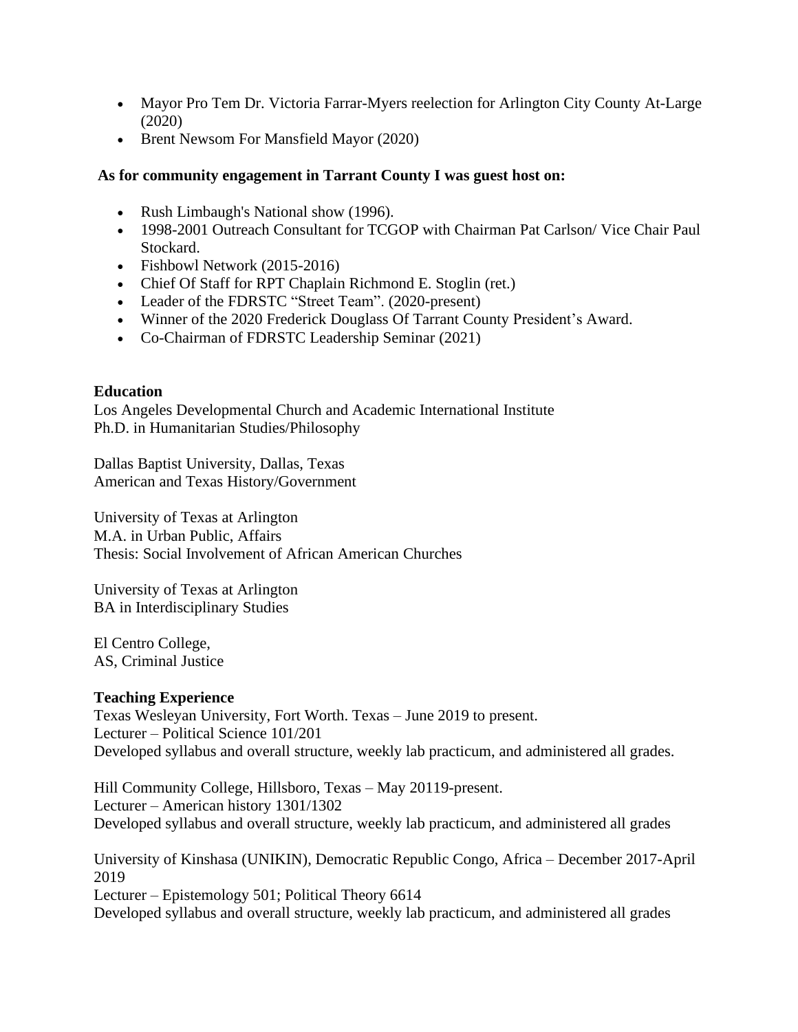- Mayor Pro Tem Dr. Victoria Farrar-Myers reelection for Arlington City County At-Large (2020)
- Brent Newsom For Mansfield Mayor (2020)

**As for community engagement in Tarrant County I was guest host on:**

- Rush Limbaugh's National show (1996).
- 1998-2001 Outreach Consultant for TCGOP with Chairman Pat Carlson/ Vice Chair Paul Stockard.
- Fishbowl Network (2015-2016)
- Chief Of Staff for RPT Chaplain Richmond E. Stoglin (ret.)
- Leader of the FDRSTC "Street Team". (2020-present)
- Winner of the 2020 Frederick Douglass Of Tarrant County President's Award.
- Co-Chairman of FDRSTC Leadership Seminar (2021)

**Education**

Los Angeles Developmental Church and Academic International Institute
Ph.D. in Humanitarian Studies/Philosophy

Dallas Baptist University, Dallas, Texas
American and Texas History/Government

University of Texas at Arlington
M.A. in Urban Public, Affairs
Thesis: Social Involvement of African American Churches

University of Texas at Arlington
BA in Interdisciplinary Studies

El Centro College,
AS, Criminal Justice

**Teaching Experience**

Texas Wesleyan University, Fort Worth. Texas – June 2019 to present.
Lecturer – Political Science 101/201
Developed syllabus and overall structure, weekly lab practicum, and administered all grades.

Hill Community College, Hillsboro, Texas – May 20119-present.
Lecturer – American history 1301/1302
Developed syllabus and overall structure, weekly lab practicum, and administered all grades

University of Kinshasa (UNIKIN), Democratic Republic Congo, Africa – December 2017-April 2019
Lecturer – Epistemology 501; Political Theory 6614
Developed syllabus and overall structure, weekly lab practicum, and administered all grades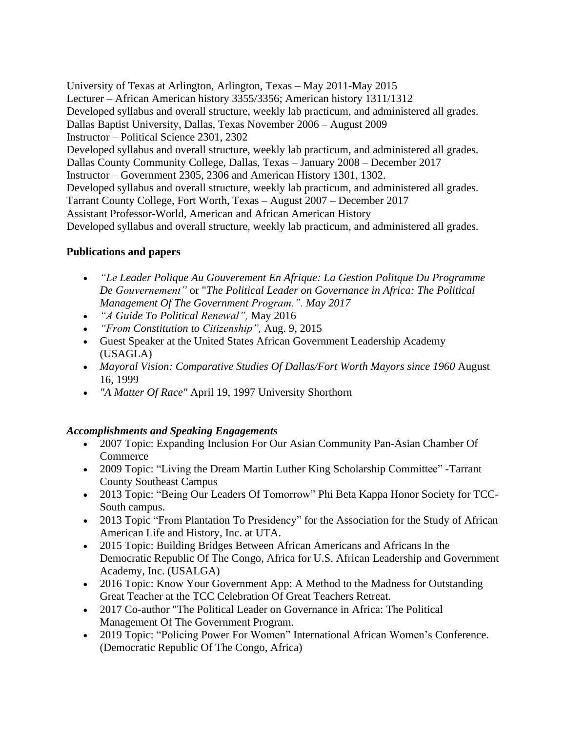University of Texas at Arlington, Arlington, Texas – May 2011-May 2015
Lecturer – African American history 3355/3356; American history 1311/1312
Developed syllabus and overall structure, weekly lab practicum, and administered all grades.
Dallas Baptist University, Dallas, Texas November 2006 – August 2009
Instructor – Political Science 2301, 2302
Developed syllabus and overall structure, weekly lab practicum, and administered all grades.
Dallas County Community College, Dallas, Texas – January 2008 – December 2017
Instructor – Government 2305, 2306 and American History 1301, 1302.
Developed syllabus and overall structure, weekly lab practicum, and administered all grades.
Tarrant County College, Fort Worth, Texas – August 2007 – December 2017
Assistant Professor-World, American and African American History
Developed syllabus and overall structure, weekly lab practicum, and administered all grades.

**Publications and papers**

- *"Le Leader Polique Au Gouverement En Afrique: La Gestion Politque Du Programme De Gouvernement"* or "*The Political Leader on Governance in Africa: The Political Management Of The Government Program.". May 2017*
- *"A Guide To Political Renewal",* May 2016
- *"From Constitution to Citizenship",* Aug. 9, 2015
- Guest Speaker at the United States African Government Leadership Academy (USAGLA)
- *Mayoral Vision: Comparative Studies Of Dallas/Fort Worth Mayors since 1960* August 16, 1999
- *"A Matter Of Race"* April 19, 1997 University Shorthorn

***Accomplishments and Speaking Engagements***

- 2007 Topic: Expanding Inclusion For Our Asian Community Pan-Asian Chamber Of Commerce
- 2009 Topic: "Living the Dream Martin Luther King Scholarship Committee" -Tarrant County Southeast Campus
- 2013 Topic: "Being Our Leaders Of Tomorrow" Phi Beta Kappa Honor Society for TCC-South campus.
- 2013 Topic "From Plantation To Presidency" for the Association for the Study of African American Life and History, Inc. at UTA.
- 2015 Topic: Building Bridges Between African Americans and Africans In the Democratic Republic Of The Congo, Africa for U.S. African Leadership and Government Academy, Inc. (USALGA)
- 2016 Topic: Know Your Government App: A Method to the Madness for Outstanding Great Teacher at the TCC Celebration Of Great Teachers Retreat.
- 2017 Co-author "The Political Leader on Governance in Africa: The Political Management Of The Government Program.
- 2019 Topic: "Policing Power For Women" International African Women's Conference. (Democratic Republic Of The Congo, Africa)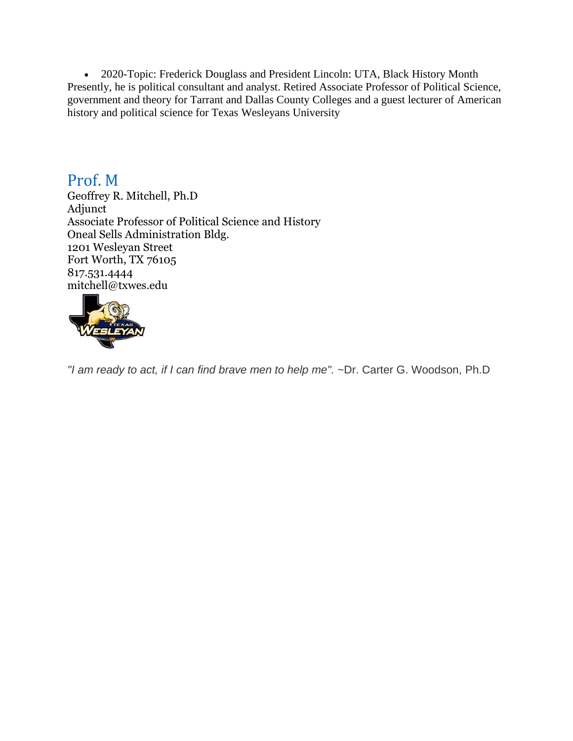- 2020-Topic: Frederick Douglass and President Lincoln: UTA, Black History Month

Presently, he is political consultant and analyst. Retired Associate Professor of Political Science, government and theory for Tarrant and Dallas County Colleges and a guest lecturer of American history and political science for Texas Wesleyans University

## Prof. M

Geoffrey R. Mitchell, Ph.D
Adjunct
Associate Professor of Political Science and History
Oneal Sells Administration Bldg.
1201 Wesleyan Street
Fort Worth, TX 76105
817.531.4444
mitchell@txwes.edu

*"I am ready to act, if I can find brave men to help me".* ~Dr. Carter G. Woodson, Ph.D